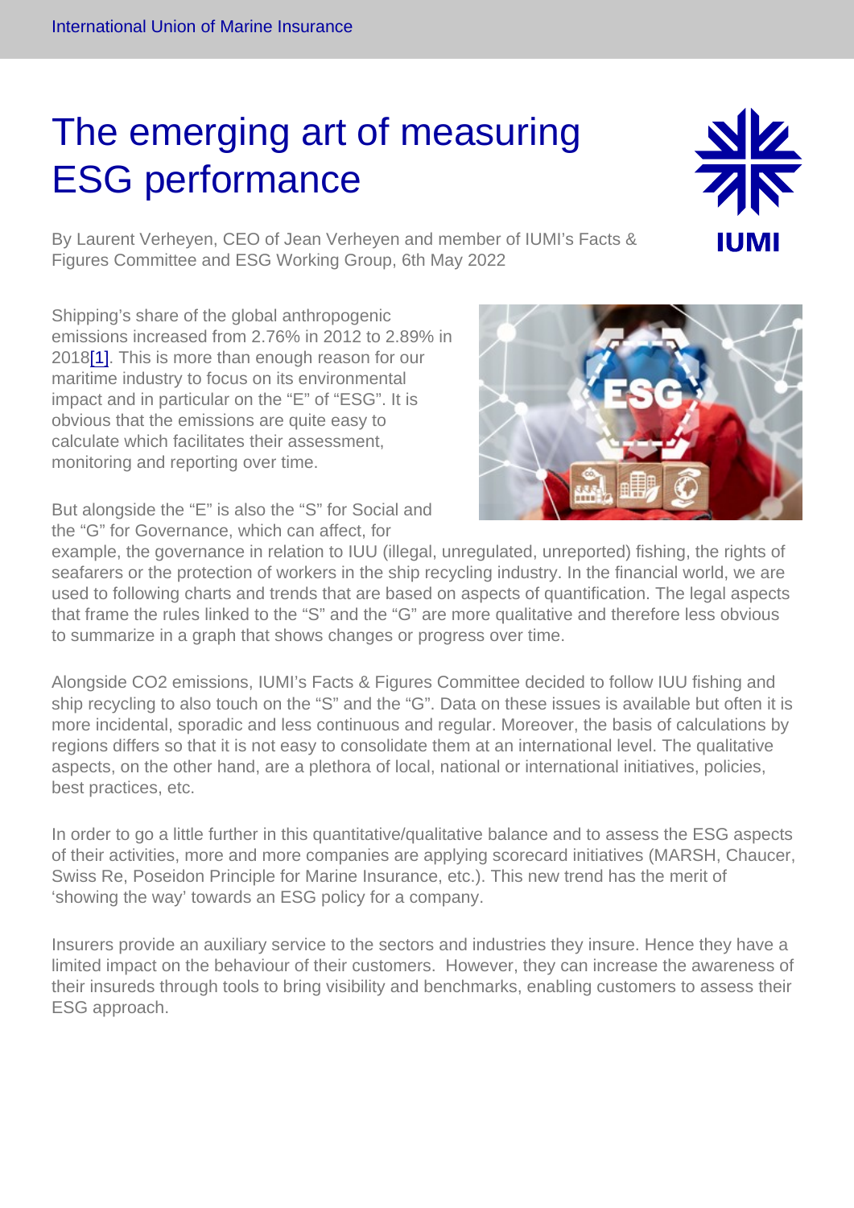# The emerging art of measuring ESG performance

By Laurent Verheyen, CEO of Jean Verheyen and member of IUMI's Facts & Figures Committee and ESG Working Group, 6th May 2022

Shipping's share of the global anthropogenic emissions increased from 2.76% in 2012 to 2.89% in 2018[1]. This is more than enough reason for our maritime industry to focus on its environmental impact and in particular on the "E" of "ESG". It is obvious that the emissions are quite easy to calculate which facilitates their assessment, monitoring and reporting over time.

But alongside the "E" is also the "S" for Social and the "G" for Governance, which can affect, for example, the governance in relation to IUU (illegal, unregulated, unreported) fishing, the rights of seafarers or the protection of workers in the ship recycling industry. In the financial world, we are used to following charts and trends that are based on aspects of quantification. The legal aspects that frame the rules linked to the "S" and the "G" are more qualitative and therefore less obvious to summarize in a graph that shows changes or progress over time.

Alongside $CO_2$ emissions, IUMI's Facts & Figures Committee decided to follow IUU fishing and ship recycling to also touch on the "S" and the "G". Data on these issues is available but often it is more incidental, sporadic and less continuous and regular. Moreover, the basis of calculations by regions differs so that it is not easy to consolidate them at an international level. The qualitative aspects, on the other hand, are a plethora of local, national or international initiatives, policies, best practices, etc.

In order to go a little further in this quantitative/qualitative balance and to assess the ESG aspects of their activities, more and more companies are applying scorecard initiatives (MARSH, Chaucer, Swiss Re, Poseidon Principle for Marine Insurance, etc.). This new trend has the merit of 'showing the way' towards an ESG policy for a company.

Insurers provide an auxiliary service to the sectors and industries they insure. Hence they have a limited impact on the behaviour of their customers. However, they can increase the awareness of their insureds through tools to bring visibility and benchmarks, enabling customers to assess their ESG approach.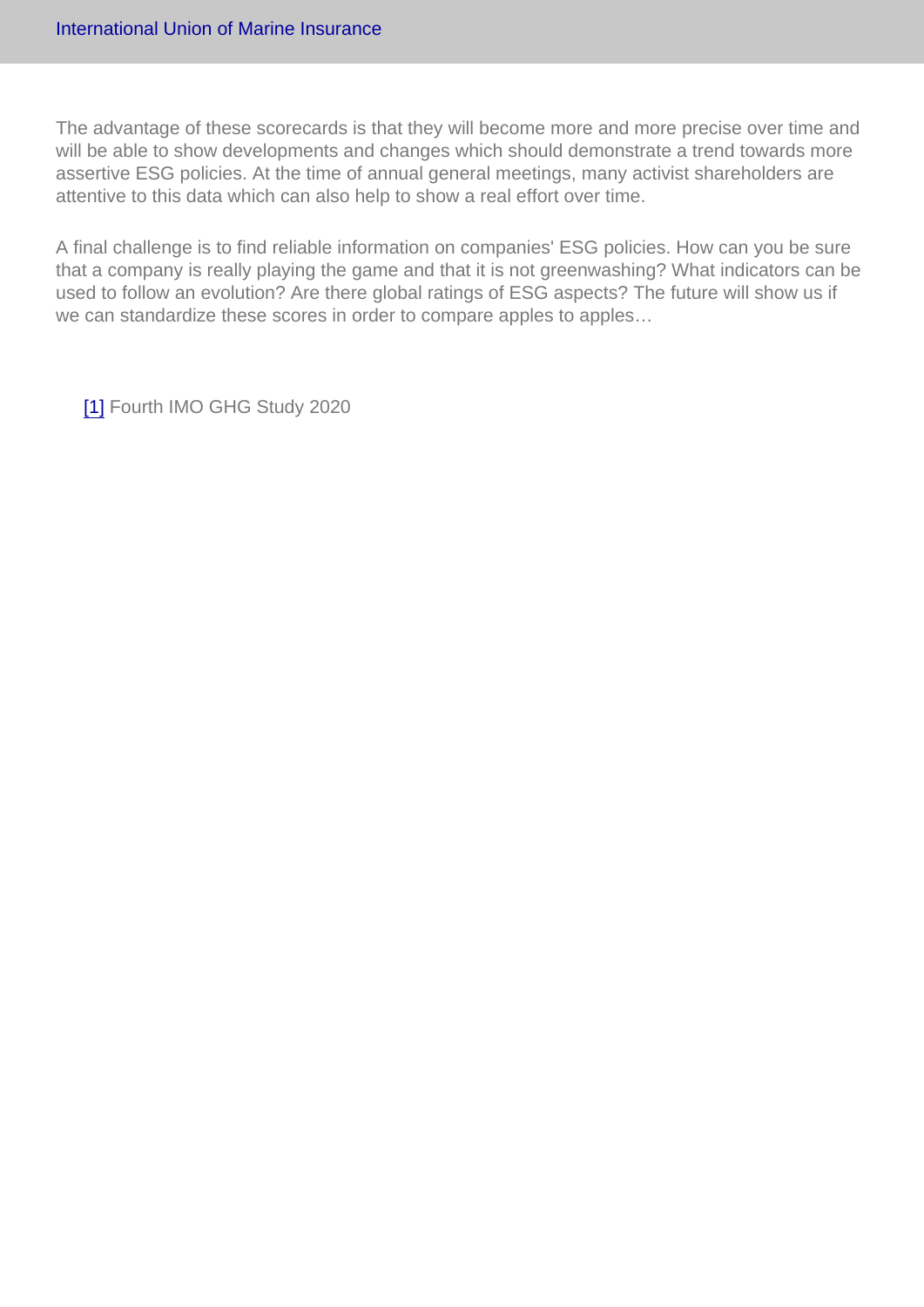The advantage of these scorecards is that they will become more and more precise over time and will be able to show developments and changes which should demonstrate a trend towards more assertive ESG policies. At the time of annual general meetings, many activist shareholders are attentive to this data which can also help to show a real effort over time.

A final challenge is to find reliable information on companies' ESG policies. How can you be sure that a company is really playing the game and that it is not greenwashing? What indicators can be used to follow an evolution? Are there global ratings of ESG aspects? The future will show us if we can standardize these scores in order to compare apples to apples…

[1] Fourth IMO GHG Study 2020